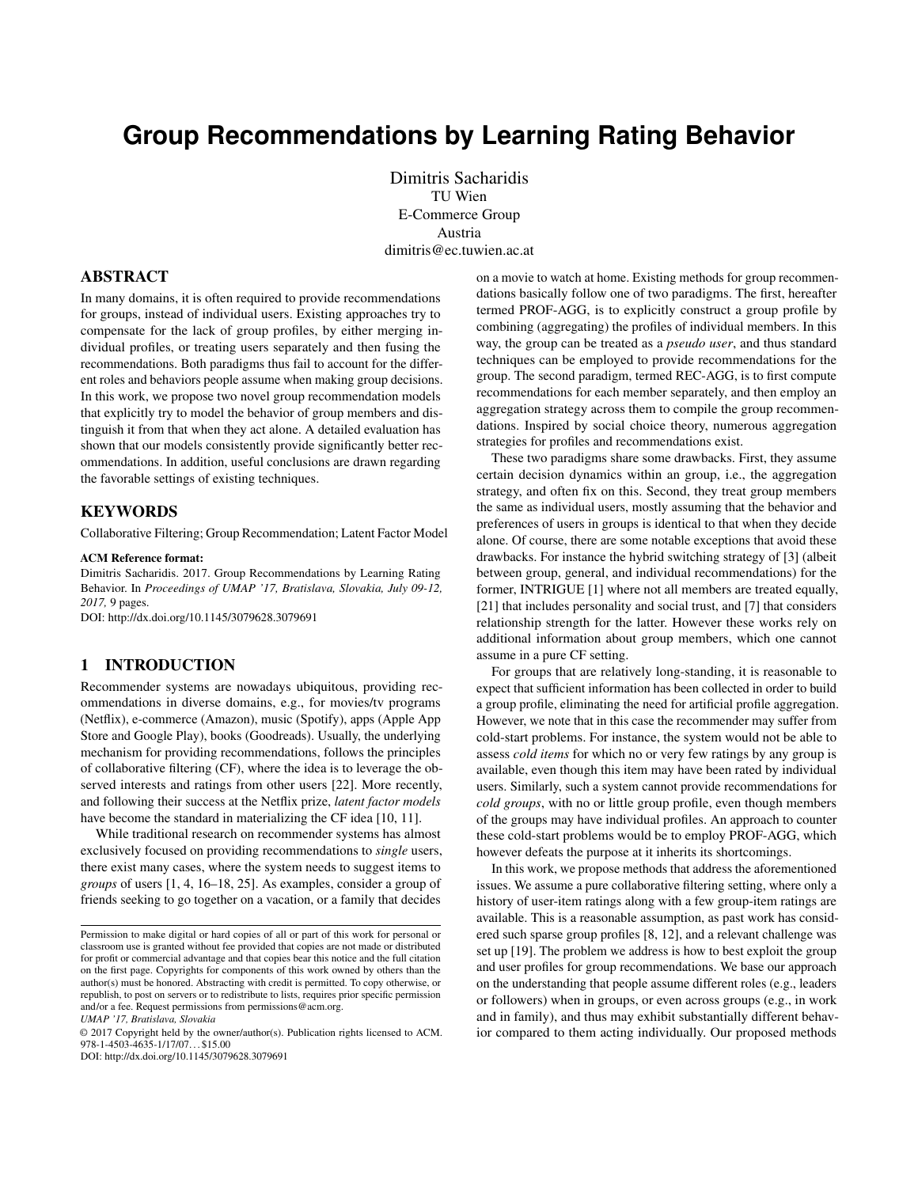# Group Recommendations by Learning Rating Behavior

Dimitris Sacharidis
TU Wien
E-Commerce Group
Austria
dimitris@ec.tuwien.ac.at

## ABSTRACT

In many domains, it is often required to provide recommendations for groups, instead of individual users. Existing approaches try to compensate for the lack of group profiles, by either merging individual profiles, or treating users separately and then fusing the recommendations. Both paradigms thus fail to account for the different roles and behaviors people assume when making group decisions. In this work, we propose two novel group recommendation models that explicitly try to model the behavior of group members and distinguish it from that when they act alone. A detailed evaluation has shown that our models consistently provide significantly better recommendations. In addition, useful conclusions are drawn regarding the favorable settings of existing techniques.

## KEYWORDS

Collaborative Filtering; Group Recommendation; Latent Factor Model

**ACM Reference format:**
Dimitris Sacharidis. 2017. Group Recommendations by Learning Rating Behavior. In *Proceedings of UMAP '17, Bratislava, Slovakia, July 09-12, 2017,* 9 pages.
DOI: http://dx.doi.org/10.1145/3079628.3079691

## 1 INTRODUCTION

Recommender systems are nowadays ubiquitous, providing recommendations in diverse domains, e.g., for movies/tv programs (Netflix), e-commerce (Amazon), music (Spotify), apps (Apple App Store and Google Play), books (Goodreads). Usually, the underlying mechanism for providing recommendations, follows the principles of collaborative filtering (CF), where the idea is to leverage the observed interests and ratings from other users [22]. More recently, and following their success at the Netflix prize, *latent factor models* have become the standard in materializing the CF idea [10, 11].

While traditional research on recommender systems has almost exclusively focused on providing recommendations to *single* users, there exist many cases, where the system needs to suggest items to *groups* of users [1, 4, 16–18, 25]. As examples, consider a group of friends seeking to go together on a vacation, or a family that decides on a movie to watch at home. Existing methods for group recommendations basically follow one of two paradigms. The first, hereafter termed PROF-AGG, is to explicitly construct a group profile by combining (aggregating) the profiles of individual members. In this way, the group can be treated as a *pseudo user*, and thus standard techniques can be employed to provide recommendations for the group. The second paradigm, termed REC-AGG, is to first compute recommendations for each member separately, and then employ an aggregation strategy across them to compile the group recommendations. Inspired by social choice theory, numerous aggregation strategies for profiles and recommendations exist.

These two paradigms share some drawbacks. First, they assume certain decision dynamics within an group, i.e., the aggregation strategy, and often fix on this. Second, they treat group members the same as individual users, mostly assuming that the behavior and preferences of users in groups is identical to that when they decide alone. Of course, there are some notable exceptions that avoid these drawbacks. For instance the hybrid switching strategy of [3] (albeit between group, general, and individual recommendations) for the former, INTRIGUE [1] where not all members are treated equally, [21] that includes personality and social trust, and [7] that considers relationship strength for the latter. However these works rely on additional information about group members, which one cannot assume in a pure CF setting.

For groups that are relatively long-standing, it is reasonable to expect that sufficient information has been collected in order to build a group profile, eliminating the need for artificial profile aggregation. However, we note that in this case the recommender may suffer from cold-start problems. For instance, the system would not be able to assess *cold items* for which no or very few ratings by any group is available, even though this item may have been rated by individual users. Similarly, such a system cannot provide recommendations for *cold groups*, with no or little group profile, even though members of the groups may have individual profiles. An approach to counter these cold-start problems would be to employ PROF-AGG, which however defeats the purpose at it inherits its shortcomings.

In this work, we propose methods that address the aforementioned issues. We assume a pure collaborative filtering setting, where only a history of user-item ratings along with a few group-item ratings are available. This is a reasonable assumption, as past work has considered such sparse group profiles [8, 12], and a relevant challenge was set up [19]. The problem we address is how to best exploit the group and user profiles for group recommendations. We base our approach on the understanding that people assume different roles (e.g., leaders or followers) when in groups, or even across groups (e.g., in work and in family), and thus may exhibit substantially different behavior compared to them acting individually. Our proposed methods

Permission to make digital or hard copies of all or part of this work for personal or classroom use is granted without fee provided that copies are not made or distributed for profit or commercial advantage and that copies bear this notice and the full citation on the first page. Copyrights for components of this work owned by others than the author(s) must be honored. Abstracting with credit is permitted. To copy otherwise, or republish, to post on servers or to redistribute to lists, requires prior specific permission and/or a fee. Request permissions from permissions@acm.org.
*UMAP '17, Bratislava, Slovakia*
© 2017 Copyright held by the owner/author(s). Publication rights licensed to ACM. 978-1-4503-4635-1/17/07...$15.00
DOI: http://dx.doi.org/10.1145/3079628.3079691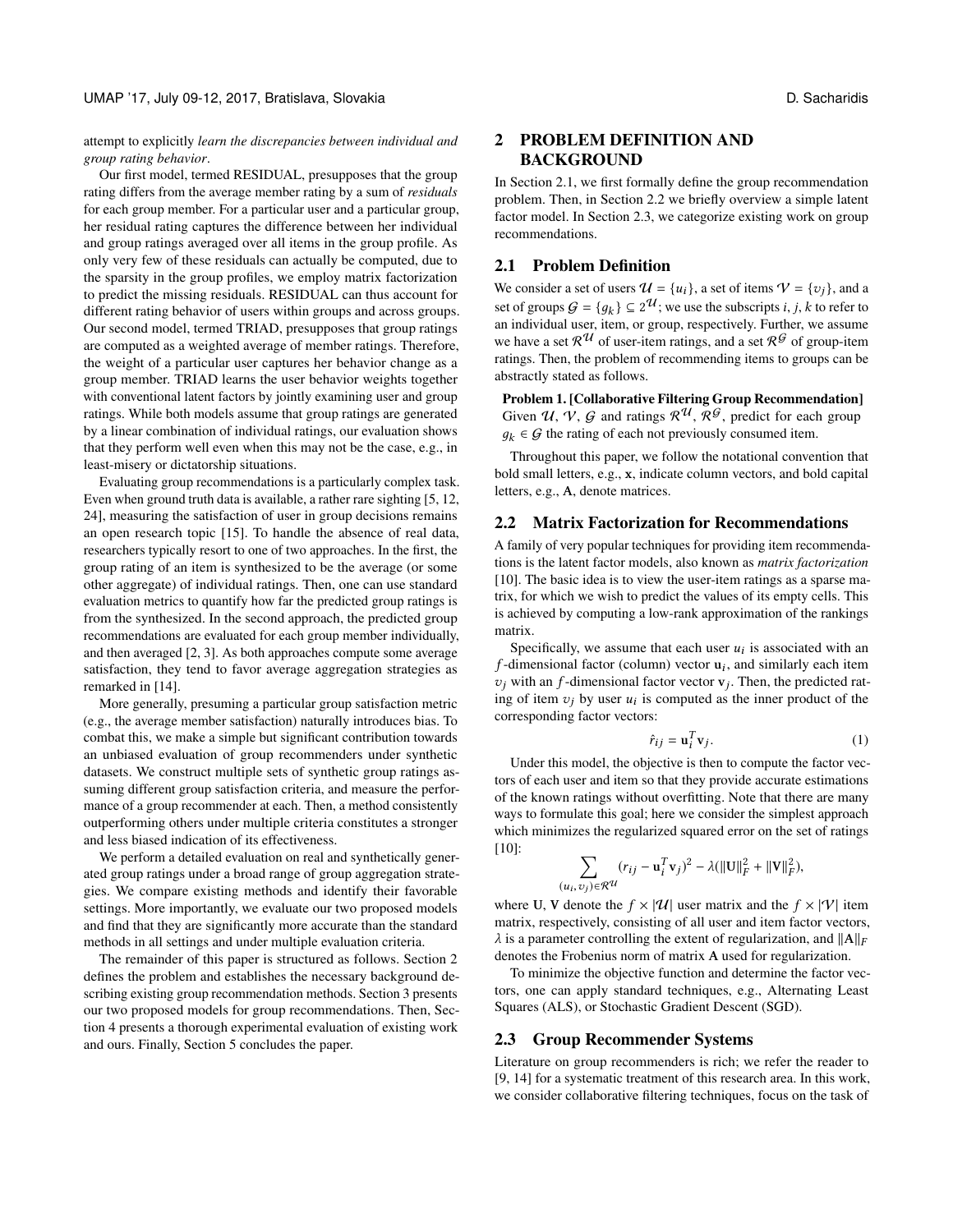attempt to explicitly *learn the discrepancies between individual and group rating behavior*.

Our first model, termed RESIDUAL, presupposes that the group rating differs from the average member rating by a sum of *residuals* for each group member. For a particular user and a particular group, her residual rating captures the difference between her individual and group ratings averaged over all items in the group profile. As only very few of these residuals can actually be computed, due to the sparsity in the group profiles, we employ matrix factorization to predict the missing residuals. RESIDUAL can thus account for different rating behavior of users within groups and across groups. Our second model, termed TRIAD, presupposes that group ratings are computed as a weighted average of member ratings. Therefore, the weight of a particular user captures her behavior change as a group member. TRIAD learns the user behavior weights together with conventional latent factors by jointly examining user and group ratings. While both models assume that group ratings are generated by a linear combination of individual ratings, our evaluation shows that they perform well even when this may not be the case, e.g., in least-misery or dictatorship situations.

Evaluating group recommendations is a particularly complex task. Even when ground truth data is available, a rather rare sighting [5, 12, 24], measuring the satisfaction of user in group decisions remains an open research topic [15]. To handle the absence of real data, researchers typically resort to one of two approaches. In the first, the group rating of an item is synthesized to be the average (or some other aggregate) of individual ratings. Then, one can use standard evaluation metrics to quantify how far the predicted group ratings is from the synthesized. In the second approach, the predicted group recommendations are evaluated for each group member individually, and then averaged [2, 3]. As both approaches compute some average satisfaction, they tend to favor average aggregation strategies as remarked in [14].

More generally, presuming a particular group satisfaction metric (e.g., the average member satisfaction) naturally introduces bias. To combat this, we make a simple but significant contribution towards an unbiased evaluation of group recommenders under synthetic datasets. We construct multiple sets of synthetic group ratings assuming different group satisfaction criteria, and measure the performance of a group recommender at each. Then, a method consistently outperforming others under multiple criteria constitutes a stronger and less biased indication of its effectiveness.

We perform a detailed evaluation on real and synthetically generated group ratings under a broad range of group aggregation strategies. We compare existing methods and identify their favorable settings. More importantly, we evaluate our two proposed models and find that they are significantly more accurate than the standard methods in all settings and under multiple evaluation criteria.

The remainder of this paper is structured as follows. Section 2 defines the problem and establishes the necessary background describing existing group recommendation methods. Section 3 presents our two proposed models for group recommendations. Then, Section 4 presents a thorough experimental evaluation of existing work and ours. Finally, Section 5 concludes the paper.

## 2 PROBLEM DEFINITION AND BACKGROUND

In Section 2.1, we first formally define the group recommendation problem. Then, in Section 2.2 we briefly overview a simple latent factor model. In Section 2.3, we categorize existing work on group recommendations.

### 2.1 Problem Definition

We consider a set of users $\mathcal{U} = \{u_i\}$, a set of items $\mathcal{V} = \{v_j\}$, and a set of groups $\mathcal{G} = \{g_k\} \subseteq 2^{\mathcal{U}}$; we use the subscripts $i$, $j$, $k$ to refer to an individual user, item, or group, respectively. Further, we assume we have a set $\mathcal{R}^{\mathcal{U}}$ of user-item ratings, and a set $\mathcal{R}^{\mathcal{G}}$ of group-item ratings. Then, the problem of recommending items to groups can be abstractly stated as follows.

**Problem 1. [Collaborative Filtering Group Recommendation]** Given $\mathcal{U}$, $\mathcal{V}$, $\mathcal{G}$ and ratings $\mathcal{R}^{\mathcal{U}}$, $\mathcal{R}^{\mathcal{G}}$, predict for each group $g_k \in \mathcal{G}$ the rating of each not previously consumed item.

Throughout this paper, we follow the notational convention that bold small letters, e.g., $\mathbf{x}$, indicate column vectors, and bold capital letters, e.g., $\mathbf{A}$, denote matrices.

### 2.2 Matrix Factorization for Recommendations

A family of very popular techniques for providing item recommendations is the latent factor models, also known as *matrix factorization* [10]. The basic idea is to view the user-item ratings as a sparse matrix, for which we wish to predict the values of its empty cells. This is achieved by computing a low-rank approximation of the rankings matrix.

Specifically, we assume that each user $u_i$ is associated with an $f$-dimensional factor (column) vector $\mathbf{u}_i$, and similarly each item $v_j$ with an $f$-dimensional factor vector $\mathbf{v}_j$. Then, the predicted rating of item $v_j$ by user $u_i$ is computed as the inner product of the corresponding factor vectors:

$$\hat{r}_{ij} = \mathbf{u}_i^T \mathbf{v}_j. \tag{1}$$

Under this model, the objective is then to compute the factor vectors of each user and item so that they provide accurate estimations of the known ratings without overfitting. Note that there are many ways to formulate this goal; here we consider the simplest approach which minimizes the regularized squared error on the set of ratings [10]:

$$\sum_{(u_i, v_j) \in \mathcal{R}^{\mathcal{U}}} (r_{ij} - \mathbf{u}_i^T \mathbf{v}_j)^2 - \lambda(\|\mathbf{U}\|_F^2 + \|\mathbf{V}\|_F^2),$$

where $\mathbf{U}$, $\mathbf{V}$ denote the $f \times |\mathcal{U}|$ user matrix and the $f \times |\mathcal{V}|$ item matrix, respectively, consisting of all user and item factor vectors, $\lambda$ is a parameter controlling the extent of regularization, and $\|\mathbf{A}\|_F$ denotes the Frobenius norm of matrix $\mathbf{A}$ used for regularization.

To minimize the objective function and determine the factor vectors, one can apply standard techniques, e.g., Alternating Least Squares (ALS), or Stochastic Gradient Descent (SGD).

### 2.3 Group Recommender Systems

Literature on group recommenders is rich; we refer the reader to [9, 14] for a systematic treatment of this research area. In this work, we consider collaborative filtering techniques, focus on the task of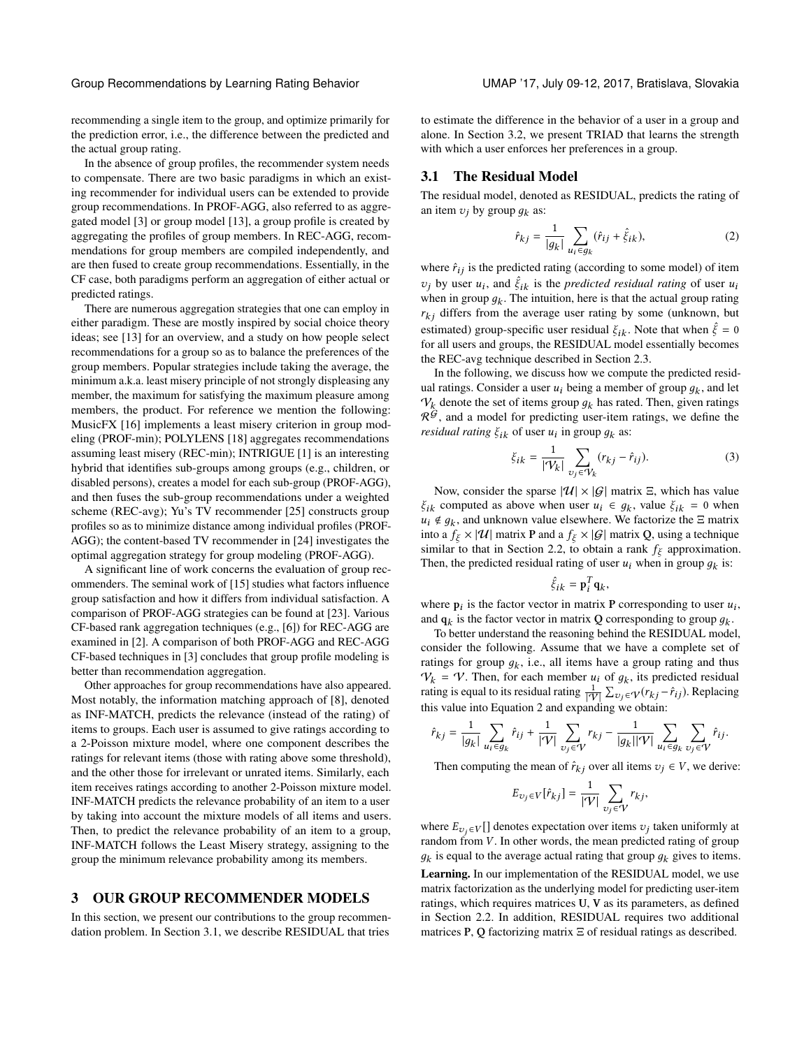recommending a single item to the group, and optimize primarily for the prediction error, i.e., the difference between the predicted and the actual group rating.

In the absence of group profiles, the recommender system needs to compensate. There are two basic paradigms in which an existing recommender for individual users can be extended to provide group recommendations. In PROF-AGG, also referred to as aggregated model [3] or group model [13], a group profile is created by aggregating the profiles of group members. In REC-AGG, recommendations for group members are compiled independently, and are then fused to create group recommendations. Essentially, in the CF case, both paradigms perform an aggregation of either actual or predicted ratings.

There are numerous aggregation strategies that one can employ in either paradigm. These are mostly inspired by social choice theory ideas; see [13] for an overview, and a study on how people select recommendations for a group so as to balance the preferences of the group members. Popular strategies include taking the average, the minimum a.k.a. least misery principle of not strongly displeasing any member, the maximum for satisfying the maximum pleasure among members, the product. For reference we mention the following: MusicFX [16] implements a least misery criterion in group modeling (PROF-min); POLYLENS [18] aggregates recommendations assuming least misery (REC-min); INTRIGUE [1] is an interesting hybrid that identifies sub-groups among groups (e.g., children, or disabled persons), creates a model for each sub-group (PROF-AGG), and then fuses the sub-group recommendations under a weighted scheme (REC-avg); Yu's TV recommender [25] constructs group profiles so as to minimize distance among individual profiles (PROF-AGG); the content-based TV recommender in [24] investigates the optimal aggregation strategy for group modeling (PROF-AGG).

A significant line of work concerns the evaluation of group recommenders. The seminal work of [15] studies what factors influence group satisfaction and how it differs from individual satisfaction. A comparison of PROF-AGG strategies can be found at [23]. Various CF-based rank aggregation techniques (e.g., [6]) for REC-AGG are examined in [2]. A comparison of both PROF-AGG and REC-AGG CF-based techniques in [3] concludes that group profile modeling is better than recommendation aggregation.

Other approaches for group recommendations have also appeared. Most notably, the information matching approach of [8], denoted as INF-MATCH, predicts the relevance (instead of the rating) of items to groups. Each user is assumed to give ratings according to a 2-Poisson mixture model, where one component describes the ratings for relevant items (those with rating above some threshold), and the other those for irrelevant or unrated items. Similarly, each item receives ratings according to another 2-Poisson mixture model. INF-MATCH predicts the relevance probability of an item to a user by taking into account the mixture models of all items and users. Then, to predict the relevance probability of an item to a group, INF-MATCH follows the Least Misery strategy, assigning to the group the minimum relevance probability among its members.

# 3 OUR GROUP RECOMMENDER MODELS

In this section, we present our contributions to the group recommendation problem. In Section 3.1, we describe RESIDUAL that tries to estimate the difference in the behavior of a user in a group and alone. In Section 3.2, we present TRIAD that learns the strength with which a user enforces her preferences in a group.

## 3.1 The Residual Model

The residual model, denoted as RESIDUAL, predicts the rating of an item $v_j$ by group $g_k$ as:

$$\hat{r}_{kj} = \frac{1}{|g_k|} \sum_{u_i \in g_k} (\hat{r}_{ij} + \hat{\xi}_{ik}), \tag{2}$$

where $\hat{r}_{ij}$ is the predicted rating (according to some model) of item $v_j$ by user $u_i$, and $\hat{\xi}_{ik}$ is the *predicted residual rating* of user $u_i$ when in group $g_k$. The intuition, here is that the actual group rating $r_{kj}$ differs from the average user rating by some (unknown, but estimated) group-specific user residual $\xi_{ik}$. Note that when $\hat{\xi} = 0$ for all users and groups, the RESIDUAL model essentially becomes the REC-avg technique described in Section 2.3.

In the following, we discuss how we compute the predicted residual ratings. Consider a user $u_i$ being a member of group $g_k$, and let $\mathcal{V}_k$ denote the set of items group $g_k$ has rated. Then, given ratings $\mathcal{R}^{\mathcal{G}}$, and a model for predicting user-item ratings, we define the *residual rating* $\xi_{ik}$ of user $u_i$ in group $g_k$ as:

$$\xi_{ik} = \frac{1}{|\mathcal{V}_k|} \sum_{v_j \in \mathcal{V}_k} (r_{kj} - \hat{r}_{ij}). \tag{3}$$

Now, consider the sparse $|\mathcal{U}| \times |\mathcal{G}|$ matrix $\Xi$, which has value $\xi_{ik}$ computed as above when user $u_i \in g_k$, value $\xi_{ik} = 0$ when $u_i \notin g_k$, and unknown value elsewhere. We factorize the $\Xi$ matrix into a $f_\xi \times |\mathcal{U}|$ matrix $\mathbf{P}$ and a $f_\xi \times |\mathcal{G}|$ matrix $\mathbf{Q}$, using a technique similar to that in Section 2.2, to obtain a rank $f_\xi$ approximation. Then, the predicted residual rating of user $u_i$ when in group $g_k$ is:

$$\hat{\xi}_{ik} = \mathbf{p}_i^T \mathbf{q}_k,$$

where $\mathbf{p}_i$ is the factor vector in matrix $\mathbf{P}$ corresponding to user $u_i$, and $\mathbf{q}_k$ is the factor vector in matrix $\mathbf{Q}$ corresponding to group $g_k$.

To better understand the reasoning behind the RESIDUAL model, consider the following. Assume that we have a complete set of ratings for group $g_k$, i.e., all items have a group rating and thus $\mathcal{V}_k = \mathcal{V}$. Then, for each member $u_i$ of $g_k$, its predicted residual rating is equal to its residual rating $\frac{1}{|\mathcal{V}|} \sum_{v_j \in \mathcal{V}} (r_{kj} - \hat{r}_{ij})$. Replacing this value into Equation 2 and expanding we obtain:

$$\hat{r}_{kj} = \frac{1}{|g_k|} \sum_{u_i \in g_k} \hat{r}_{ij} + \frac{1}{|\mathcal{V}|} \sum_{v_j \in \mathcal{V}} r_{kj} - \frac{1}{|g_k||\mathcal{V}|} \sum_{u_i \in g_k} \sum_{v_j \in \mathcal{V}} \hat{r}_{ij}.$$

Then computing the mean of $\hat{r}_{kj}$ over all items $v_j \in V$, we derive:

$$E_{v_j \in V}[\hat{r}_{kj}] = \frac{1}{|\mathcal{V}|} \sum_{v_j \in \mathcal{V}} r_{kj},$$

where $E_{v_j \in V}[]$ denotes expectation over items $v_j$ taken uniformly at random from $V$. In other words, the mean predicted rating of group $g_k$ is equal to the average actual rating that group $g_k$ gives to items.

**Learning.** In our implementation of the RESIDUAL model, we use matrix factorization as the underlying model for predicting user-item ratings, which requires matrices $\mathbf{U}$, $\mathbf{V}$ as its parameters, as defined in Section 2.2. In addition, RESIDUAL requires two additional matrices $\mathbf{P}$, $\mathbf{Q}$ factorizing matrix $\Xi$ of residual ratings as described.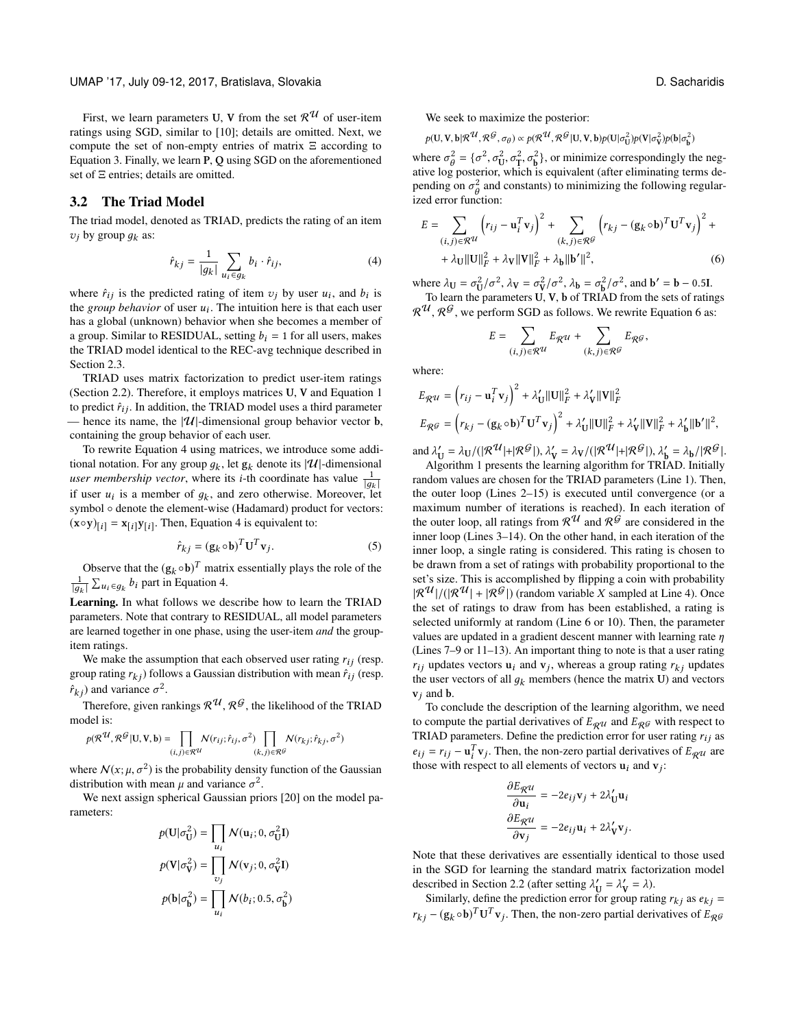First, we learn parameters $\mathbf{U}$, $\mathbf{V}$ from the set $\mathcal{R}^{\mathcal{U}}$ of user-item ratings using SGD, similar to [10]; details are omitted. Next, we compute the set of non-empty entries of matrix $\Xi$ according to Equation 3. Finally, we learn $\mathbf{P}$, $\mathbf{Q}$ using SGD on the aforementioned set of $\Xi$ entries; details are omitted.

## 3.2 The Triad Model

The triad model, denoted as TRIAD, predicts the rating of an item $v_j$ by group $g_k$ as:

$$\hat{r}_{kj} = \frac{1}{|g_k|} \sum_{u_i \in g_k} b_i \cdot \hat{r}_{ij}, \tag{4}$$

where $\hat{r}_{ij}$ is the predicted rating of item $v_j$ by user $u_i$, and $b_i$ is the *group behavior* of user $u_i$. The intuition here is that each user has a global (unknown) behavior when she becomes a member of a group. Similar to RESIDUAL, setting $b_i = 1$ for all users, makes the TRIAD model identical to the REC-avg technique described in Section 2.3.

TRIAD uses matrix factorization to predict user-item ratings (Section 2.2). Therefore, it employs matrices $\mathbf{U}$, $\mathbf{V}$ and Equation 1 to predict $\hat{r}_{ij}$. In addition, the TRIAD model uses a third parameter — hence its name, the $|\mathcal{U}|$-dimensional group behavior vector $\mathbf{b}$, containing the group behavior of each user.

To rewrite Equation 4 using matrices, we introduce some additional notation. For any group $g_k$, let $\mathbf{g}_k$ denote its $|\mathcal{U}|$-dimensional *user membership vector*, where its $i$-th coordinate has value $\frac{1}{|g_k|}$ if user $u_i$ is a member of $g_k$, and zero otherwise. Moreover, let symbol $\circ$ denote the element-wise (Hadamard) product for vectors: $(\mathbf{x} \circ \mathbf{y})_{[i]} = \mathbf{x}_{[i]}\mathbf{y}_{[i]}$. Then, Equation 4 is equivalent to:

$$\hat{r}_{kj} = (\mathbf{g}_k \circ \mathbf{b})^T \mathbf{U}^T \mathbf{v}_j. \tag{5}$$

Observe that the $(\mathbf{g}_k \circ \mathbf{b})^T$ matrix essentially plays the role of the $\frac{1}{|g_k|} \sum_{u_i \in g_k} b_i$ part in Equation 4.

**Learning.** In what follows we describe how to learn the TRIAD parameters. Note that contrary to RESIDUAL, all model parameters are learned together in one phase, using the user-item *and* the group-item ratings.

We make the assumption that each observed user rating $r_{ij}$ (resp. group rating $r_{kj}$) follows a Gaussian distribution with mean $\hat{r}_{ij}$ (resp. $\hat{r}_{kj}$) and variance $\sigma^2$.

Therefore, given rankings $\mathcal{R}^{\mathcal{U}}$, $\mathcal{R}^{\mathcal{G}}$, the likelihood of the TRIAD model is:

$$p(\mathcal{R}^{\mathcal{U}}, \mathcal{R}^{\mathcal{G}} | \mathbf{U}, \mathbf{V}, \mathbf{b}) = \prod_{(i,j) \in \mathcal{R}^{\mathcal{U}}} \mathcal{N}(r_{ij}; \hat{r}_{ij}, \sigma^2) \prod_{(k,j) \in \mathcal{R}^{\mathcal{G}}} \mathcal{N}(r_{kj}; \hat{r}_{kj}, \sigma^2)$$

where $\mathcal{N}(x; \mu, \sigma^2)$ is the probability density function of the Gaussian distribution with mean $\mu$ and variance $\sigma^2$.

We next assign spherical Gaussian priors [20] on the model parameters:

$$p(\mathbf{U}|\sigma_{\mathbf{U}}^2) = \prod_{u_i} \mathcal{N}(\mathbf{u}_i; 0, \sigma_{\mathbf{U}}^2 \mathbf{I})$$

$$p(\mathbf{V}|\sigma_{\mathbf{V}}^2) = \prod_{v_j} \mathcal{N}(\mathbf{v}_j; 0, \sigma_{\mathbf{V}}^2 \mathbf{I})$$

$$p(\mathbf{b}|\sigma_{\mathbf{b}}^2) = \prod_{u_i} \mathcal{N}(b_i; 0.5, \sigma_{\mathbf{b}}^2)$$

We seek to maximize the posterior:

$$p(\mathbf{U}, \mathbf{V}, \mathbf{b} | \mathcal{R}^{\mathcal{U}}, \mathcal{R}^{\mathcal{G}}, \sigma_\theta) \propto p(\mathcal{R}^{\mathcal{U}}, \mathcal{R}^{\mathcal{G}} | \mathbf{U}, \mathbf{V}, \mathbf{b}) p(\mathbf{U}|\sigma_{\mathbf{U}}^2) p(\mathbf{V}|\sigma_{\mathbf{V}}^2) p(\mathbf{b}|\sigma_{\mathbf{b}}^2)$$

where $\sigma_\theta^2 = \{\sigma^2, \sigma_{\mathbf{U}}^2, \sigma_{\mathbf{I}}^2, \sigma_{\mathbf{b}}^2\}$, or minimize correspondingly the negative log posterior, which is equivalent (after eliminating terms depending on $\sigma_\theta^2$ and constants) to minimizing the following regularized error function:

$$E = \sum_{(i,j) \in \mathcal{R}^{\mathcal{U}}} \left( r_{ij} - \mathbf{u}_i^T \mathbf{v}_j \right)^2 + \sum_{(k,j) \in \mathcal{R}^{\mathcal{G}}} \left( r_{kj} - (\mathbf{g}_k \circ \mathbf{b})^T \mathbf{U}^T \mathbf{v}_j \right)^2 + \lambda_{\mathbf{U}} \|\mathbf{U}\|_F^2 + \lambda_{\mathbf{V}} \|\mathbf{V}\|_F^2 + \lambda_{\mathbf{b}} \|\mathbf{b}'\|^2, \tag{6}$$

where $\lambda_{\mathbf{U}} = \sigma_{\mathbf{U}}^2 / \sigma^2$, $\lambda_{\mathbf{V}} = \sigma_{\mathbf{V}}^2 / \sigma^2$, $\lambda_{\mathbf{b}} = \sigma_{\mathbf{b}}^2 / \sigma^2$, and $\mathbf{b}' = \mathbf{b} - 0.5\mathbf{I}$.

To learn the parameters $\mathbf{U}$, $\mathbf{V}$, $\mathbf{b}$ of TRIAD from the sets of ratings $\mathcal{R}^{\mathcal{U}}$, $\mathcal{R}^{\mathcal{G}}$, we perform SGD as follows. We rewrite Equation 6 as:

$$E = \sum_{(i,j) \in \mathcal{R}^{\mathcal{U}}} E_{\mathcal{R}^{\mathcal{U}}} + \sum_{(k,j) \in \mathcal{R}^{\mathcal{G}}} E_{\mathcal{R}^{\mathcal{G}}},$$

where:

$$E_{\mathcal{R}^{\mathcal{U}}} = \left( r_{ij} - \mathbf{u}_i^T \mathbf{v}_j \right)^2 + \lambda'_{\mathbf{U}} \|\mathbf{U}\|_F^2 + \lambda'_{\mathbf{V}} \|\mathbf{V}\|_F^2$$

$$E_{\mathcal{R}^{\mathcal{G}}} = \left( r_{kj} - (\mathbf{g}_k \circ \mathbf{b})^T \mathbf{U}^T \mathbf{v}_j \right)^2 + \lambda'_{\mathbf{U}} \|\mathbf{U}\|_F^2 + \lambda'_{\mathbf{V}} \|\mathbf{V}\|_F^2 + \lambda'_{\mathbf{b}} \|\mathbf{b}'\|^2,$$

and $\lambda'_{\mathbf{U}} = \lambda_{\mathbf{U}} / (|\mathcal{R}^{\mathcal{U}}| + |\mathcal{R}^{\mathcal{G}}|)$, $\lambda'_{\mathbf{V}} = \lambda_{\mathbf{V}} / (|\mathcal{R}^{\mathcal{U}}| + |\mathcal{R}^{\mathcal{G}}|)$, $\lambda'_{\mathbf{b}} = \lambda_{\mathbf{b}} / |\mathcal{R}^{\mathcal{G}}|$.

Algorithm 1 presents the learning algorithm for TRIAD. Initially random values are chosen for the TRIAD parameters (Line 1). Then, the outer loop (Lines 2–15) is executed until convergence (or a maximum number of iterations is reached). In each iteration of the outer loop, all ratings from $\mathcal{R}^{\mathcal{U}}$ and $\mathcal{R}^{\mathcal{G}}$ are considered in the inner loop (Lines 3–14). On the other hand, in each iteration of the inner loop, a single rating is considered. This rating is chosen to be drawn from a set of ratings with probability proportional to the set's size. This is accomplished by flipping a coin with probability $|\mathcal{R}^{\mathcal{U}}| / (|\mathcal{R}^{\mathcal{U}}| + |\mathcal{R}^{\mathcal{G}}|)$ (random variable $X$ sampled at Line 4). Once the set of ratings to draw from has been established, a rating is selected uniformly at random (Line 6 or 10). Then, the parameter values are updated in a gradient descent manner with learning rate $\eta$ (Lines 7–9 or 11–13). An important thing to note is that a user rating $r_{ij}$ updates vectors $\mathbf{u}_i$ and $\mathbf{v}_j$, whereas a group rating $r_{kj}$ updates the user vectors of all $g_k$ members (hence the matrix $\mathbf{U}$) and vectors $\mathbf{v}_j$ and $\mathbf{b}$.

To conclude the description of the learning algorithm, we need to compute the partial derivatives of $E_{\mathcal{R}^{\mathcal{U}}}$ and $E_{\mathcal{R}^{\mathcal{G}}}$ with respect to TRIAD parameters. Define the prediction error for user rating $r_{ij}$ as $e_{ij} = r_{ij} - \mathbf{u}_i^T \mathbf{v}_j$. Then, the non-zero partial derivatives of $E_{\mathcal{R}^{\mathcal{U}}}$ are those with respect to all elements of vectors $\mathbf{u}_i$ and $\mathbf{v}_j$:

$$\frac{\partial E_{\mathcal{R}^{\mathcal{U}}}}{\partial \mathbf{u}_i} = -2 e_{ij} \mathbf{v}_j + 2 \lambda'_{\mathbf{U}} \mathbf{u}_i$$

$$\frac{\partial E_{\mathcal{R}^{\mathcal{U}}}}{\partial \mathbf{v}_j} = -2 e_{ij} \mathbf{u}_i + 2 \lambda'_{\mathbf{V}} \mathbf{v}_j.$$

Note that these derivatives are essentially identical to those used in the SGD for learning the standard matrix factorization model described in Section 2.2 (after setting $\lambda'_{\mathbf{U}} = \lambda'_{\mathbf{V}} = \lambda$).

Similarly, define the prediction error for group rating $r_{kj}$ as $e_{kj} = r_{kj} - (\mathbf{g}_k \circ \mathbf{b})^T \mathbf{U}^T \mathbf{v}_j$. Then, the non-zero partial derivatives of $E_{\mathcal{R}^{\mathcal{G}}}$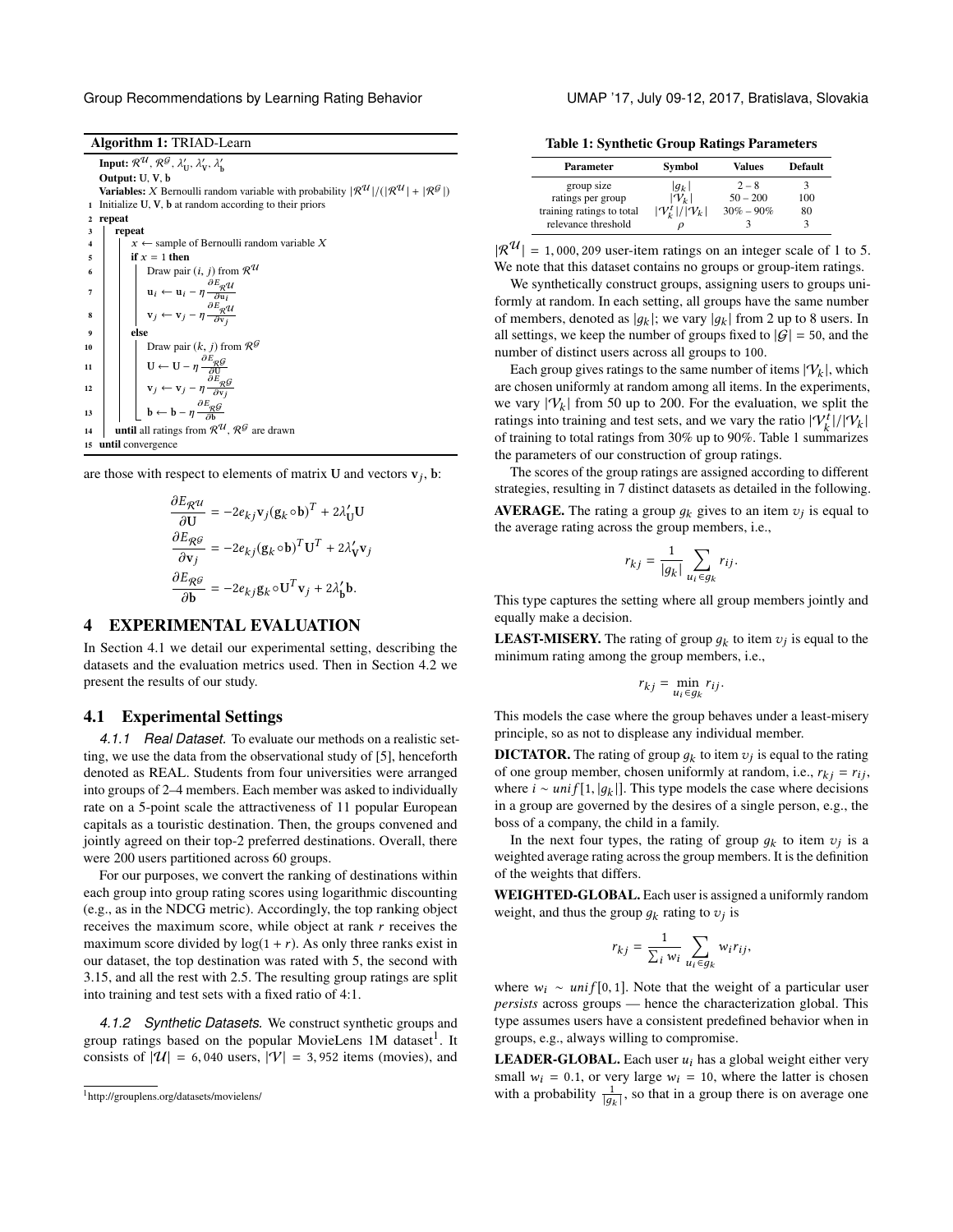**Algorithm 1:** TRIAD-Learn

```
Input: R^U, R^G, λ'_U, λ'_V, λ'_b
Output: U, V, b
Variables: X Bernoulli random variable with probability |R^U|/(|R^U| + |R^G|)
1  Initialize U, V, b at random according to their priors
2  repeat
3    repeat
4      x ← sample of Bernoulli random variable X
5      if x = 1 then
6        Draw pair (i, j) from R^U
7        u_i ← u_i − η ∂E_{R^U}/∂u_i
8        v_j ← v_j − η ∂E_{R^U}/∂v_j
9      else
10       Draw pair (k, j) from R^G
11       U ← U − η ∂E_{R^G}/∂U
12       v_j ← v_j − η ∂E_{R^G}/∂v_j
13       b ← b − η ∂E_{R^G}/∂b
14   until all ratings from R^U, R^G are drawn
15 until convergence
```

are those with respect to elements of matrix $\mathbf{U}$ and vectors $\mathbf{v}_j$, $\mathbf{b}$:

$$\frac{\partial E_{\mathcal{R}^\mathcal{U}}}{\partial \mathbf{U}} = -2e_{kj}\mathbf{v}_j(\mathbf{g}_k \circ \mathbf{b})^T + 2\lambda'_{\mathbf{U}}\mathbf{U}$$

$$\frac{\partial E_{\mathcal{R}^\mathcal{G}}}{\partial \mathbf{v}_j} = -2e_{kj}(\mathbf{g}_k \circ \mathbf{b})^T\mathbf{U}^T + 2\lambda'_{\mathbf{V}}\mathbf{v}_j$$

$$\frac{\partial E_{\mathcal{R}^\mathcal{G}}}{\partial \mathbf{b}} = -2e_{kj}\mathbf{g}_k \circ \mathbf{U}^T\mathbf{v}_j + 2\lambda'_{\mathbf{b}}\mathbf{b}.$$

## 4 EXPERIMENTAL EVALUATION

In Section 4.1 we detail our experimental setting, describing the datasets and the evaluation metrics used. Then in Section 4.2 we present the results of our study.

### 4.1 Experimental Settings

*4.1.1 Real Dataset.* To evaluate our methods on a realistic setting, we use the data from the observational study of [5], henceforth denoted as REAL. Students from four universities were arranged into groups of 2–4 members. Each member was asked to individually rate on a 5-point scale the attractiveness of 11 popular European capitals as a touristic destination. Then, the groups convened and jointly agreed on their top-2 preferred destinations. Overall, there were 200 users partitioned across 60 groups.

For our purposes, we convert the ranking of destinations within each group into group rating scores using logarithmic discounting (e.g., as in the NDCG metric). Accordingly, the top ranking object receives the maximum score, while object at rank $r$ receives the maximum score divided by $\log(1 + r)$. As only three ranks exist in our dataset, the top destination was rated with 5, the second with 3.15, and all the rest with 2.5. The resulting group ratings are split into training and test sets with a fixed ratio of 4:1.

*4.1.2 Synthetic Datasets.* We construct synthetic groups and group ratings based on the popular MovieLens 1M dataset[1]. It consists of $|\mathcal{U}| = 6,040$ users, $|\mathcal{V}| = 3,952$ items (movies), and $|\mathcal{R}^\mathcal{U}| = 1,000,209$ user-item ratings on an integer scale of 1 to 5. We note that this dataset contains no groups or group-item ratings.

[1] http://grouplens.org/datasets/movielens/

**Table 1: Synthetic Group Ratings Parameters**

| Parameter | Symbol | Values | Default |
|---|---|---|---|
| group size | $\lvert g_k \rvert$ | 2 – 8 | 3 |
| ratings per group | $\lvert \mathcal{V}_k \rvert$ | 50 – 200 | 100 |
| training ratings to total | $\lvert \mathcal{V}_k^t \rvert / \lvert \mathcal{V}_k \rvert$ | 30% – 90% | 80 |
| relevance threshold | $\rho$ | 3 | 3 |

We synthetically construct groups, assigning users to groups uniformly at random. In each setting, all groups have the same number of members, denoted as $|g_k|$; we vary $|g_k|$ from 2 up to 8 users. In all settings, we keep the number of groups fixed to $|\mathcal{G}| = 50$, and the number of distinct users across all groups to 100.

Each group gives ratings to the same number of items $|\mathcal{V}_k|$, which are chosen uniformly at random among all items. In the experiments, we vary $|\mathcal{V}_k|$ from 50 up to 200. For the evaluation, we split the ratings into training and test sets, and we vary the ratio $|\mathcal{V}_k^t|/|\mathcal{V}_k|$ of training to total ratings from 30% up to 90%. Table 1 summarizes the parameters of our construction of group ratings.

The scores of the group ratings are assigned according to different strategies, resulting in 7 distinct datasets as detailed in the following.

**AVERAGE.** The rating a group $g_k$ gives to an item $v_j$ is equal to the average rating across the group members, i.e.,

$$r_{kj} = \frac{1}{|g_k|} \sum_{u_i \in g_k} r_{ij}.$$

This type captures the setting where all group members jointly and equally make a decision.

**LEAST-MISERY.** The rating of group $g_k$ to item $v_j$ is equal to the minimum rating among the group members, i.e.,

$$r_{kj} = \min_{u_i \in g_k} r_{ij}.$$

This models the case where the group behaves under a least-misery principle, so as not to displease any individual member.

**DICTATOR.** The rating of group $g_k$ to item $v_j$ is equal to the rating of one group member, chosen uniformly at random, i.e., $r_{kj} = r_{ij}$, where $i \sim unif[1, |g_k|]$. This type models the case where decisions in a group are governed by the desires of a single person, e.g., the boss of a company, the child in a family.

In the next four types, the rating of group $g_k$ to item $v_j$ is a weighted average rating across the group members. It is the definition of the weights that differs.

**WEIGHTED-GLOBAL.** Each user is assigned a uniformly random weight, and thus the group $g_k$ rating to $v_j$ is

$$r_{kj} = \frac{1}{\sum_i w_i} \sum_{u_i \in g_k} w_i r_{ij},$$

where $w_i \sim unif[0, 1]$. Note that the weight of a particular user *persists* across groups — hence the characterization global. This type assumes users have a consistent predefined behavior when in groups, e.g., always willing to compromise.

**LEADER-GLOBAL.** Each user $u_i$ has a global weight either very small $w_i = 0.1$, or very large $w_i = 10$, where the latter is chosen with a probability $\frac{1}{|g_k|}$, so that in a group there is on average one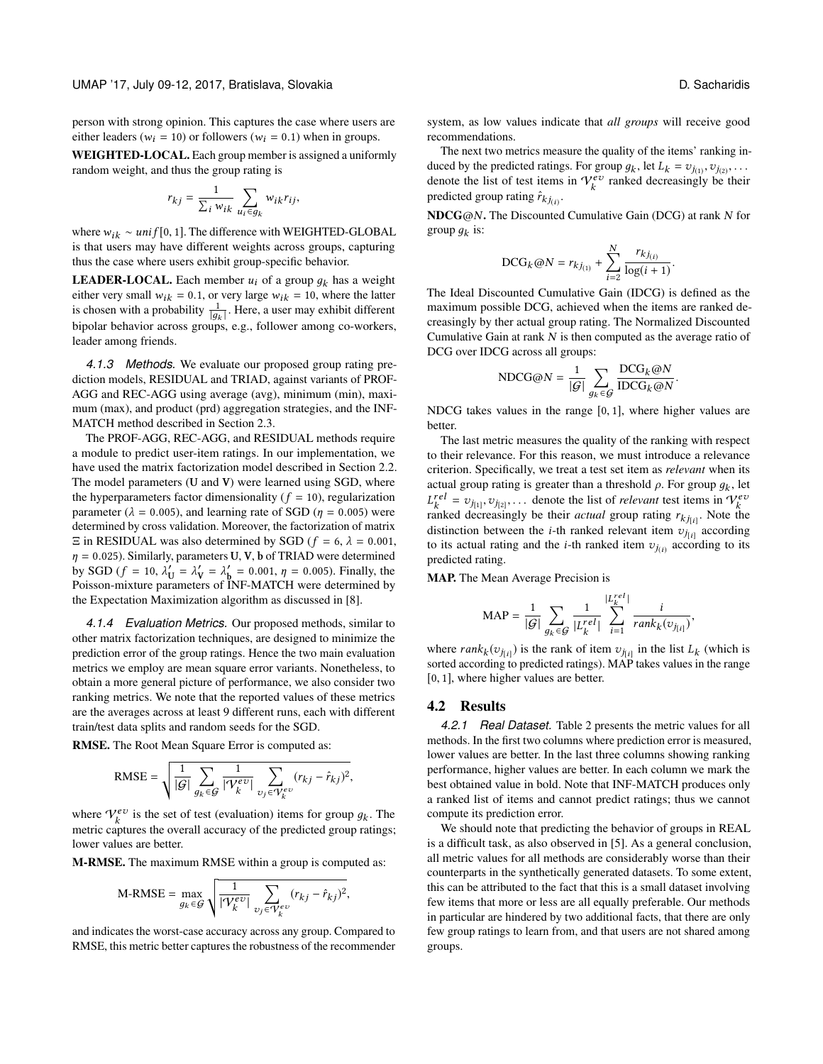person with strong opinion. This captures the case where users are either leaders ($w_i = 10$) or followers ($w_i = 0.1$) when in groups.

**WEIGHTED-LOCAL.** Each group member is assigned a uniformly random weight, and thus the group rating is

$$r_{kj} = \frac{1}{\sum_i w_{ik}} \sum_{u_i \in g_k} w_{ik} r_{ij},$$

where $w_{ik} \sim unif[0, 1]$. The difference with WEIGHTED-GLOBAL is that users may have different weights across groups, capturing thus the case where users exhibit group-specific behavior.

**LEADER-LOCAL.** Each member $u_i$ of a group $g_k$ has a weight either very small $w_{ik} = 0.1$, or very large $w_{ik} = 10$, where the latter is chosen with a probability $\frac{1}{|g_k|}$. Here, a user may exhibit different bipolar behavior across groups, e.g., follower among co-workers, leader among friends.

*4.1.3 Methods.* We evaluate our proposed group rating prediction models, RESIDUAL and TRIAD, against variants of PROF-AGG and REC-AGG using average (avg), minimum (min), maximum (max), and product (prd) aggregation strategies, and the INF-MATCH method described in Section 2.3.

The PROF-AGG, REC-AGG, and RESIDUAL methods require a module to predict user-item ratings. In our implementation, we have used the matrix factorization model described in Section 2.2. The model parameters (**U** and **V**) were learned using SGD, where the hyperparameters factor dimensionality ($f = 10$), regularization parameter ($\lambda = 0.005$), and learning rate of SGD ($\eta = 0.005$) were determined by cross validation. Moreover, the factorization of matrix $\Xi$ in RESIDUAL was also determined by SGD ($f = 6$, $\lambda = 0.001$, $\eta = 0.025$). Similarly, parameters **U**, **V**, **b** of TRIAD were determined by SGD ($f = 10$, $\lambda'_{\mathbf{U}} = \lambda'_{\mathbf{V}} = \lambda'_{\mathbf{b}} = 0.001$, $\eta = 0.005$). Finally, the Poisson-mixture parameters of INF-MATCH were determined by the Expectation Maximization algorithm as discussed in [8].

*4.1.4 Evaluation Metrics.* Our proposed methods, similar to other matrix factorization techniques, are designed to minimize the prediction error of the group ratings. Hence the two main evaluation metrics we employ are mean square error variants. Nonetheless, to obtain a more general picture of performance, we also consider two ranking metrics. We note that the reported values of these metrics are the averages across at least 9 different runs, each with different train/test data splits and random seeds for the SGD.

**RMSE.** The Root Mean Square Error is computed as:

$$\text{RMSE} = \sqrt{\frac{1}{|\mathcal{G}|} \sum_{g_k \in \mathcal{G}} \frac{1}{|\mathcal{V}_k^{ev}|} \sum_{v_j \in \mathcal{V}_k^{ev}} (r_{kj} - \hat{r}_{kj})^2},$$

where $\mathcal{V}_k^{ev}$ is the set of test (evaluation) items for group $g_k$. The metric captures the overall accuracy of the predicted group ratings; lower values are better.

**M-RMSE.** The maximum RMSE within a group is computed as:

$$\text{M-RMSE} = \max_{g_k \in \mathcal{G}} \sqrt{\frac{1}{|\mathcal{V}_k^{ev}|} \sum_{v_j \in \mathcal{V}_k^{ev}} (r_{kj} - \hat{r}_{kj})^2},$$

and indicates the worst-case accuracy across any group. Compared to RMSE, this metric better captures the robustness of the recommender system, as low values indicate that *all groups* will receive good recommendations.

The next two metrics measure the quality of the items' ranking induced by the predicted ratings. For group $g_k$, let $L_k = v_{j_{(1)}}, v_{j_{(2)}}, \ldots$ denote the list of test items in $\mathcal{V}_k^{ev}$ ranked decreasingly be their predicted group rating $\hat{r}_{kj_{(i)}}$.

**NDCG@$N$.** The Discounted Cumulative Gain (DCG) at rank $N$ for group $g_k$ is:

$$\text{DCG}_k@N = r_{kj_{(1)}} + \sum_{i=2}^{N} \frac{r_{kj_{(i)}}}{\log(i+1)}.$$

The Ideal Discounted Cumulative Gain (IDCG) is defined as the maximum possible DCG, achieved when the items are ranked decreasingly by their actual group rating. The Normalized Discounted Cumulative Gain at rank $N$ is then computed as the average ratio of DCG over IDCG across all groups:

$$\text{NDCG}@N = \frac{1}{|\mathcal{G}|} \sum_{g_k \in \mathcal{G}} \frac{\text{DCG}_k@N}{\text{IDCG}_k@N}.$$

NDCG takes values in the range $[0, 1]$, where higher values are better.

The last metric measures the quality of the ranking with respect to their relevance. For this reason, we must introduce a relevance criterion. Specifically, we treat a test set item as *relevant* when its actual group rating is greater than a threshold $\rho$. For group $g_k$, let $L_k^{rel} = v_{j_{[1]}}, v_{j_{[2]}}, \ldots$ denote the list of *relevant* test items in $\mathcal{V}_k^{ev}$ ranked decreasingly be their *actual* group rating $r_{kj_{[i]}}$. Note the distinction between the $i$-th ranked relevant item $v_{j_{[i]}}$ according to its actual rating and the $i$-th ranked item $v_{j_{(i)}}$ according to its predicted rating.

**MAP.** The Mean Average Precision is

$$\text{MAP} = \frac{1}{|\mathcal{G}|} \sum_{g_k \in \mathcal{G}} \frac{1}{|L_k^{rel}|} \sum_{i=1}^{|L_k^{rel}|} \frac{i}{rank_k(v_{j_{[i]}})},$$

where $rank_k(v_{j_{[i]}})$ is the rank of item $v_{j_{[i]}}$ in the list $L_k$ (which is sorted according to predicted ratings). MAP takes values in the range $[0, 1]$, where higher values are better.

## 4.2 Results

*4.2.1 Real Dataset.* Table 2 presents the metric values for all methods. In the first two columns where prediction error is measured, lower values are better. In the last three columns showing ranking performance, higher values are better. In each column we mark the best obtained value in bold. Note that INF-MATCH produces only a ranked list of items and cannot predict ratings; thus we cannot compute its prediction error.

We should note that predicting the behavior of groups in REAL is a difficult task, as also observed in [5]. As a general conclusion, all metric values for all methods are considerably worse than their counterparts in the synthetically generated datasets. To some extent, this can be attributed to the fact that this is a small dataset involving few items that more or less are all equally preferable. Our methods in particular are hindered by two additional facts, that there are only few group ratings to learn from, and that users are not shared among groups.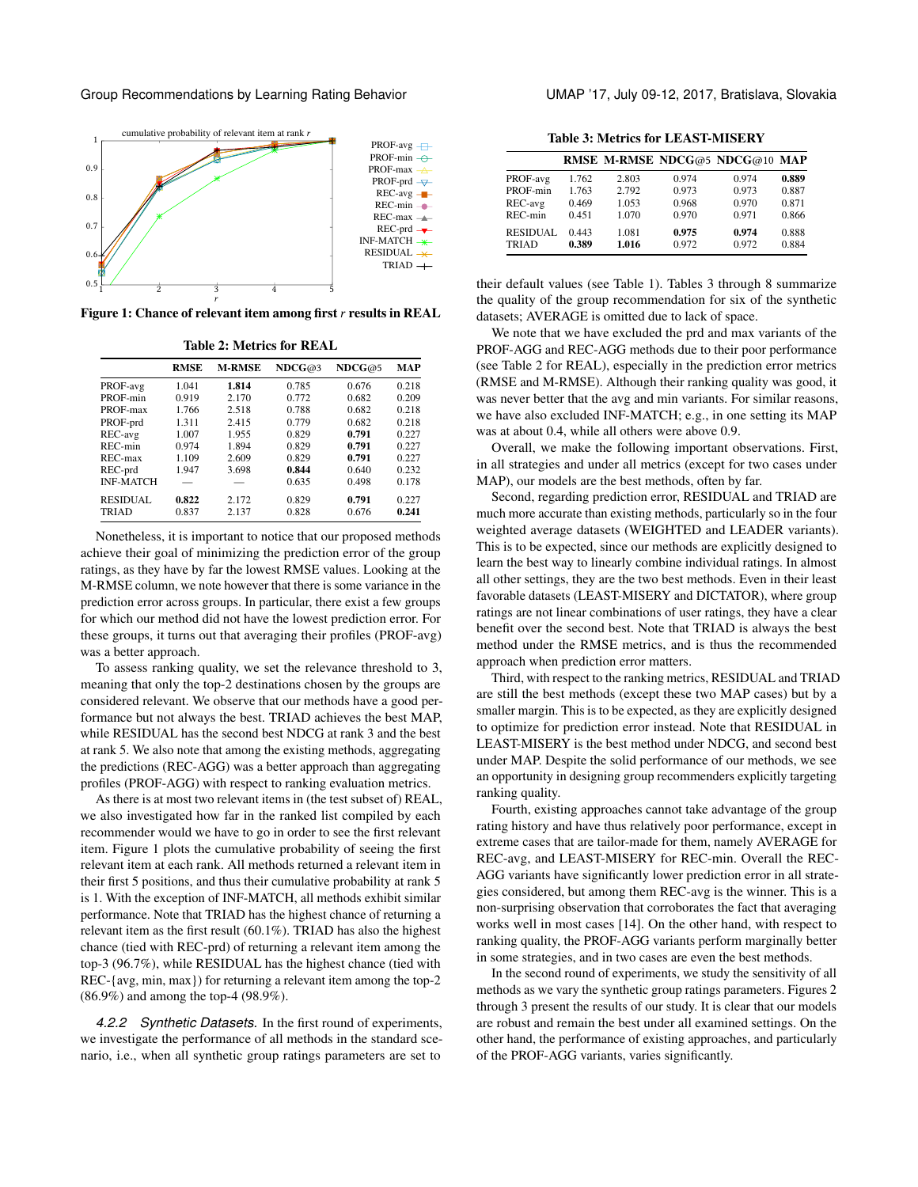cumulative probability of relevant item at rank $r$

1
0.9
0.8
0.7
0.6
0.5

1 2 3 4 5

$r$

PROF-avg
PROF-min
PROF-max
PROF-prd
REC-avg
REC-min
REC-max
REC-prd
INF-MATCH
RESIDUAL
TRIAD

**Figure 1: Chance of relevant item among first $r$ results in REAL**

**Table 2: Metrics for REAL**

| | RMSE | M-RMSE | NDCG@3 | NDCG@5 | MAP |
|---|---|---|---|---|---|
| PROF-avg | 1.041 | **1.814** | 0.785 | 0.676 | 0.218 |
| PROF-min | 0.919 | 2.170 | 0.772 | 0.682 | 0.209 |
| PROF-max | 1.766 | 2.518 | 0.788 | 0.682 | 0.218 |
| PROF-prd | 1.311 | 2.415 | 0.779 | 0.682 | 0.218 |
| REC-avg | 1.007 | 1.955 | 0.829 | **0.791** | 0.227 |
| REC-min | 0.974 | 1.894 | 0.829 | **0.791** | 0.227 |
| REC-max | 1.109 | 2.609 | 0.829 | **0.791** | 0.227 |
| REC-prd | 1.947 | 3.698 | **0.844** | 0.640 | 0.232 |
| INF-MATCH | — | — | 0.635 | 0.498 | 0.178 |
| RESIDUAL | **0.822** | 2.172 | 0.829 | **0.791** | 0.227 |
| TRIAD | 0.837 | 2.137 | 0.828 | 0.676 | **0.241** |

Nonetheless, it is important to notice that our proposed methods achieve their goal of minimizing the prediction error of the group ratings, as they have by far the lowest RMSE values. Looking at the M-RMSE column, we note however that there is some variance in the prediction error across groups. In particular, there exist a few groups for which our method did not have the lowest prediction error. For these groups, it turns out that averaging their profiles (PROF-avg) was a better approach.

To assess ranking quality, we set the relevance threshold to 3, meaning that only the top-2 destinations chosen by the groups are considered relevant. We observe that our methods have a good performance but not always the best. TRIAD achieves the best MAP, while RESIDUAL has the second best NDCG at rank 3 and the best at rank 5. We also note that among the existing methods, aggregating the predictions (REC-AGG) was a better approach than aggregating profiles (PROF-AGG) with respect to ranking evaluation metrics.

As there is at most two relevant items in (the test subset of) REAL, we also investigated how far in the ranked list compiled by each recommender would we have to go in order to see the first relevant item. Figure 1 plots the cumulative probability of seeing the first relevant item at each rank. All methods returned a relevant item in their first 5 positions, and thus their cumulative probability at rank 5 is 1. With the exception of INF-MATCH, all methods exhibit similar performance. Note that TRIAD has the highest chance of returning a relevant item as the first result (60.1%). TRIAD has also the highest chance (tied with REC-prd) of returning a relevant item among the top-3 (96.7%), while RESIDUAL has the highest chance (tied with REC-{avg, min, max}) for returning a relevant item among the top-2 (86.9%) and among the top-4 (98.9%).

*4.2.2 Synthetic Datasets.* In the first round of experiments, we investigate the performance of all methods in the standard scenario, i.e., when all synthetic group ratings parameters are set to their default values (see Table 1). Tables 3 through 8 summarize the quality of the group recommendation for six of the synthetic datasets; AVERAGE is omitted due to lack of space.

**Table 3: Metrics for LEAST-MISERY**

| | RMSE | M-RMSE | NDCG@5 | NDCG@10 | MAP |
|---|---|---|---|---|---|
| PROF-avg | 1.762 | 2.803 | 0.974 | 0.974 | **0.889** |
| PROF-min | 1.763 | 2.792 | 0.973 | 0.973 | 0.887 |
| REC-avg | 0.469 | 1.053 | 0.968 | 0.970 | 0.871 |
| REC-min | 0.451 | 1.070 | 0.970 | 0.971 | 0.866 |
| RESIDUAL | 0.443 | 1.081 | **0.975** | **0.974** | 0.888 |
| TRIAD | **0.389** | **1.016** | 0.972 | 0.972 | 0.884 |

We note that we have excluded the prd and max variants of the PROF-AGG and REC-AGG methods due to their poor performance (see Table 2 for REAL), especially in the prediction error metrics (RMSE and M-RMSE). Although their ranking quality was good, it was never better that the avg and min variants. For similar reasons, we have also excluded INF-MATCH; e.g., in one setting its MAP was at about 0.4, while all others were above 0.9.

Overall, we make the following important observations. First, in all strategies and under all metrics (except for two cases under MAP), our models are the best methods, often by far.

Second, regarding prediction error, RESIDUAL and TRIAD are much more accurate than existing methods, particularly so in the four weighted average datasets (WEIGHTED and LEADER variants). This is to be expected, since our methods are explicitly designed to learn the best way to linearly combine individual ratings. In almost all other settings, they are the two best methods. Even in their least favorable datasets (LEAST-MISERY and DICTATOR), where group ratings are not linear combinations of user ratings, they have a clear benefit over the second best. Note that TRIAD is always the best method under the RMSE metrics, and is thus the recommended approach when prediction error matters.

Third, with respect to the ranking metrics, RESIDUAL and TRIAD are still the best methods (except these two MAP cases) but by a smaller margin. This is to be expected, as they are explicitly designed to optimize for prediction error instead. Note that RESIDUAL in LEAST-MISERY is the best method under NDCG, and second best under MAP. Despite the solid performance of our methods, we see an opportunity in designing group recommenders explicitly targeting ranking quality.

Fourth, existing approaches cannot take advantage of the group rating history and have thus relatively poor performance, except in extreme cases that are tailor-made for them, namely AVERAGE for REC-avg, and LEAST-MISERY for REC-min. Overall the REC-AGG variants have significantly lower prediction error in all strategies considered, but among them REC-avg is the winner. This is a non-surprising observation that corroborates the fact that averaging works well in most cases [14]. On the other hand, with respect to ranking quality, the PROF-AGG variants perform marginally better in some strategies, and in two cases are even the best methods.

In the second round of experiments, we study the sensitivity of all methods as we vary the synthetic group ratings parameters. Figures 2 through 3 present the results of our study. It is clear that our models are robust and remain the best under all examined settings. On the other hand, the performance of existing approaches, and particularly of the PROF-AGG variants, varies significantly.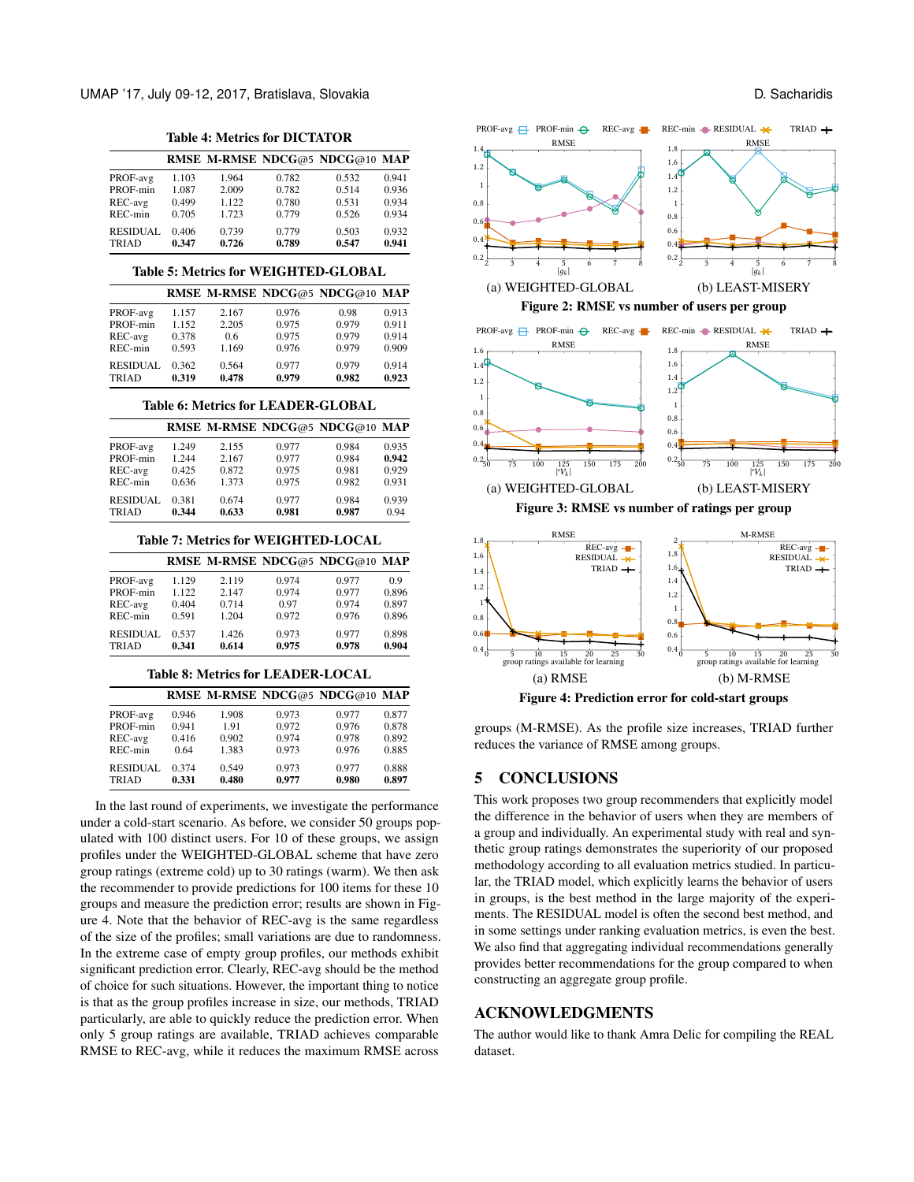**Table 4: Metrics for DICTATOR**

| | RMSE | M-RMSE | NDCG@5 | NDCG@10 | MAP |
|---|---|---|---|---|---|
| PROF-avg | 1.103 | 1.964 | 0.782 | 0.532 | 0.941 |
| PROF-min | 1.087 | 2.009 | 0.782 | 0.514 | 0.936 |
| REC-avg | 0.499 | 1.122 | 0.780 | 0.531 | 0.934 |
| REC-min | 0.705 | 1.723 | 0.779 | 0.526 | 0.934 |
| RESIDUAL | 0.406 | 0.739 | 0.779 | 0.503 | 0.932 |
| TRIAD | **0.347** | **0.726** | **0.789** | **0.547** | **0.941** |

**Table 5: Metrics for WEIGHTED-GLOBAL**

| | RMSE | M-RMSE | NDCG@5 | NDCG@10 | MAP |
|---|---|---|---|---|---|
| PROF-avg | 1.157 | 2.167 | 0.976 | 0.98 | 0.913 |
| PROF-min | 1.152 | 2.205 | 0.975 | 0.979 | 0.911 |
| REC-avg | 0.378 | 0.6 | 0.975 | 0.979 | 0.914 |
| REC-min | 0.593 | 1.169 | 0.976 | 0.979 | 0.909 |
| RESIDUAL | 0.362 | 0.564 | 0.977 | 0.979 | 0.914 |
| TRIAD | **0.319** | **0.478** | **0.979** | **0.982** | **0.923** |

**Table 6: Metrics for LEADER-GLOBAL**

| | RMSE | M-RMSE | NDCG@5 | NDCG@10 | MAP |
|---|---|---|---|---|---|
| PROF-avg | 1.249 | 2.155 | 0.977 | 0.984 | 0.935 |
| PROF-min | 1.244 | 2.167 | 0.977 | 0.984 | **0.942** |
| REC-avg | 0.425 | 0.872 | 0.975 | 0.981 | 0.929 |
| REC-min | 0.636 | 1.373 | 0.975 | 0.982 | 0.931 |
| RESIDUAL | 0.381 | 0.674 | 0.977 | 0.984 | 0.939 |
| TRIAD | **0.344** | **0.633** | **0.981** | **0.987** | 0.94 |

**Table 7: Metrics for WEIGHTED-LOCAL**

| | RMSE | M-RMSE | NDCG@5 | NDCG@10 | MAP |
|---|---|---|---|---|---|
| PROF-avg | 1.129 | 2.119 | 0.974 | 0.977 | 0.9 |
| PROF-min | 1.122 | 2.147 | 0.974 | 0.977 | 0.896 |
| REC-avg | 0.404 | 0.714 | 0.97 | 0.974 | 0.897 |
| REC-min | 0.591 | 1.204 | 0.972 | 0.976 | 0.896 |
| RESIDUAL | 0.537 | 1.426 | 0.973 | 0.977 | 0.898 |
| TRIAD | **0.341** | **0.614** | **0.975** | **0.978** | **0.904** |

**Table 8: Metrics for LEADER-LOCAL**

| | RMSE | M-RMSE | NDCG@5 | NDCG@10 | MAP |
|---|---|---|---|---|---|
| PROF-avg | 0.946 | 1.908 | 0.973 | 0.977 | 0.877 |
| PROF-min | 0.941 | 1.91 | 0.972 | 0.976 | 0.878 |
| REC-avg | 0.416 | 0.902 | 0.974 | 0.978 | 0.892 |
| REC-min | 0.64 | 1.383 | 0.973 | 0.976 | 0.885 |
| RESIDUAL | 0.374 | 0.549 | 0.973 | 0.977 | 0.888 |
| TRIAD | **0.331** | **0.480** | **0.977** | **0.980** | **0.897** |

In the last round of experiments, we investigate the performance under a cold-start scenario. As before, we consider 50 groups populated with 100 distinct users. For 10 of these groups, we assign profiles under the WEIGHTED-GLOBAL scheme that have zero group ratings (extreme cold) up to 30 ratings (warm). We then ask the recommender to provide predictions for 100 items for these 10 groups and measure the prediction error; results are shown in Figure 4. Note that the behavior of REC-avg is the same regardless of the size of the profiles; small variations are due to randomness. In the extreme case of empty group profiles, our methods exhibit significant prediction error. Clearly, REC-avg should be the method of choice for such situations. However, the important thing to notice is that as the group profiles increase in size, our methods, TRIAD particularly, are able to quickly reduce the prediction error. When only 5 group ratings are available, TRIAD achieves comparable RMSE to REC-avg, while it reduces the maximum RMSE across groups (M-RMSE). As the profile size increases, TRIAD further reduces the variance of RMSE among groups.

(a) WEIGHTED-GLOBAL (b) LEAST-MISERY

**Figure 2: RMSE vs number of users per group**

(a) WEIGHTED-GLOBAL (b) LEAST-MISERY

**Figure 3: RMSE vs number of ratings per group**

(a) RMSE (b) M-RMSE

**Figure 4: Prediction error for cold-start groups**

## 5 CONCLUSIONS

This work proposes two group recommenders that explicitly model the difference in the behavior of users when they are members of a group and individually. An experimental study with real and synthetic group ratings demonstrates the superiority of our proposed methodology according to all evaluation metrics studied. In particular, the TRIAD model, which explicitly learns the behavior of users in groups, is the best method in the large majority of the experiments. The RESIDUAL model is often the second best method, and in some settings under ranking evaluation metrics, is even the best. We also find that aggregating individual recommendations generally provides better recommendations for the group compared to when constructing an aggregate group profile.

## ACKNOWLEDGMENTS

The author would like to thank Amra Delic for compiling the REAL dataset.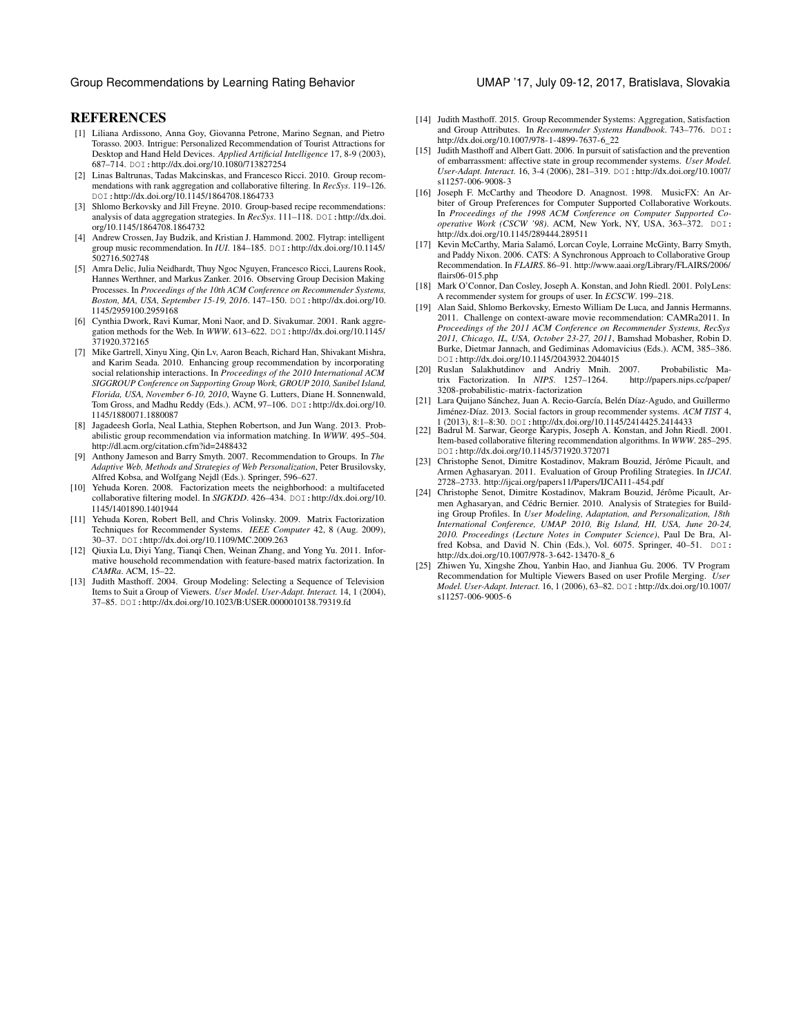## REFERENCES

[1] Liliana Ardissono, Anna Goy, Giovanna Petrone, Marino Segnan, and Pietro Torasso. 2003. Intrigue: Personalized Recommendation of Tourist Attractions for Desktop and Hand Held Devices. *Applied Artificial Intelligence* 17, 8-9 (2003), 687–714. DOI: http://dx.doi.org/10.1080/713827254

[2] Linas Baltrunas, Tadas Makcinskas, and Francesco Ricci. 2010. Group recommendations with rank aggregation and collaborative filtering. In *RecSys*. 119–126. DOI: http://dx.doi.org/10.1145/1864708.1864733

[3] Shlomo Berkovsky and Jill Freyne. 2010. Group-based recipe recommendations: analysis of data aggregation strategies. In *RecSys*. 111–118. DOI: http://dx.doi.org/10.1145/1864708.1864732

[4] Andrew Crossen, Jay Budzik, and Kristian J. Hammond. 2002. Flytrap: intelligent group music recommendation. In *IUI*. 184–185. DOI: http://dx.doi.org/10.1145/502716.502748

[5] Amra Delic, Julia Neidhardt, Thuy Ngoc Nguyen, Francesco Ricci, Laurens Rook, Hannes Werthner, and Markus Zanker. 2016. Observing Group Decision Making Processes. In *Proceedings of the 10th ACM Conference on Recommender Systems, Boston, MA, USA, September 15-19, 2016*. 147–150. DOI: http://dx.doi.org/10.1145/2959100.2959168

[6] Cynthia Dwork, Ravi Kumar, Moni Naor, and D. Sivakumar. 2001. Rank aggregation methods for the Web. In *WWW*. 613–622. DOI: http://dx.doi.org/10.1145/371920.372165

[7] Mike Gartrell, Xinyu Xing, Qin Lv, Aaron Beach, Richard Han, Shivakant Mishra, and Karim Seada. 2010. Enhancing group recommendation by incorporating social relationship interactions. In *Proceedings of the 2010 International ACM SIGGROUP Conference on Supporting Group Work, GROUP 2010, Sanibel Island, Florida, USA, November 6-10, 2010*, Wayne G. Lutters, Diane H. Sonnenwald, Tom Gross, and Madhu Reddy (Eds.). ACM, 97–106. DOI: http://dx.doi.org/10.1145/1880071.1880087

[8] Jagadeesh Gorla, Neal Lathia, Stephen Robertson, and Jun Wang. 2013. Probabilistic group recommendation via information matching. In *WWW*. 495–504. http://dl.acm.org/citation.cfm?id=2488432

[9] Anthony Jameson and Barry Smyth. 2007. Recommendation to Groups. In *The Adaptive Web, Methods and Strategies of Web Personalization*, Peter Brusilovsky, Alfred Kobsa, and Wolfgang Nejdl (Eds.). Springer, 596–627.

[10] Yehuda Koren. 2008. Factorization meets the neighborhood: a multifaceted collaborative filtering model. In *SIGKDD*. 426–434. DOI: http://dx.doi.org/10.1145/1401890.1401944

[11] Yehuda Koren, Robert Bell, and Chris Volinsky. 2009. Matrix Factorization Techniques for Recommender Systems. *IEEE Computer* 42, 8 (Aug. 2009), 30–37. DOI: http://dx.doi.org/10.1109/MC.2009.263

[12] Qiuxia Lu, Diyi Yang, Tianqi Chen, Weinan Zhang, and Yong Yu. 2011. Informative household recommendation with feature-based matrix factorization. In *CAMRa*. ACM, 15–22.

[13] Judith Masthoff. 2004. Group Modeling: Selecting a Sequence of Television Items to Suit a Group of Viewers. *User Model. User-Adapt. Interact.* 14, 1 (2004), 37–85. DOI: http://dx.doi.org/10.1023/B:USER.0000010138.79319.fd

[14] Judith Masthoff. 2015. Group Recommender Systems: Aggregation, Satisfaction and Group Attributes. In *Recommender Systems Handbook*. 743–776. DOI: http://dx.doi.org/10.1007/978-1-4899-7637-6_22

[15] Judith Masthoff and Albert Gatt. 2006. In pursuit of satisfaction and the prevention of embarrassment: affective state in group recommender systems. *User Model. User-Adapt. Interact.* 16, 3-4 (2006), 281–319. DOI: http://dx.doi.org/10.1007/s11257-006-9008-3

[16] Joseph F. McCarthy and Theodore D. Anagnost. 1998. MusicFX: An Arbiter of Group Preferences for Computer Supported Collaborative Workouts. In *Proceedings of the 1998 ACM Conference on Computer Supported Cooperative Work (CSCW '98)*. ACM, New York, NY, USA, 363–372. DOI: http://dx.doi.org/10.1145/289444.289511

[17] Kevin McCarthy, Maria Salamó, Lorcan Coyle, Lorraine McGinty, Barry Smyth, and Paddy Nixon. 2006. CATS: A Synchronous Approach to Collaborative Group Recommendation. In *FLAIRS*. 86–91. http://www.aaai.org/Library/FLAIRS/2006/flairs06-015.php

[18] Mark O'Connor, Dan Cosley, Joseph A. Konstan, and John Riedl. 2001. PolyLens: A recommender system for groups of user. In *ECSCW*. 199–218.

[19] Alan Said, Shlomo Berkovsky, Ernesto William De Luca, and Jannis Hermanns. 2011. Challenge on context-aware movie recommendation: CAMRa2011. In *Proceedings of the 2011 ACM Conference on Recommender Systems, RecSys 2011, Chicago, IL, USA, October 23-27, 2011*, Bamshad Mobasher, Robin D. Burke, Dietmar Jannach, and Gediminas Adomavicius (Eds.). ACM, 385–386. DOI: http://dx.doi.org/10.1145/2043932.2044015

[20] Ruslan Salakhutdinov and Andriy Mnih. 2007. Probabilistic Matrix Factorization. In *NIPS*. 1257–1264. http://papers.nips.cc/paper/3208-probabilistic-matrix-factorization

[21] Lara Quijano Sánchez, Juan A. Recio-García, Belén Díaz-Agudo, and Guillermo Jiménez-Díaz. 2013. Social factors in group recommender systems. *ACM TIST* 4, 1 (2013), 8:1–8:30. DOI: http://dx.doi.org/10.1145/2414425.2414433

[22] Badrul M. Sarwar, George Karypis, Joseph A. Konstan, and John Riedl. 2001. Item-based collaborative filtering recommendation algorithms. In *WWW*. 285–295. DOI: http://dx.doi.org/10.1145/371920.372071

[23] Christophe Senot, Dimitre Kostadinov, Makram Bouzid, Jérôme Picault, and Armen Aghasaryan. 2011. Evaluation of Group Profiling Strategies. In *IJCAI*. 2728–2733. http://ijcai.org/papers11/Papers/IJCAI11-454.pdf

[24] Christophe Senot, Dimitre Kostadinov, Makram Bouzid, Jérôme Picault, Armen Aghasaryan, and Cédric Bernier. 2010. Analysis of Strategies for Building Group Profiles. In *User Modeling, Adaptation, and Personalization, 18th International Conference, UMAP 2010, Big Island, HI, USA, June 20-24, 2010. Proceedings (Lecture Notes in Computer Science)*, Paul De Bra, Alfred Kobsa, and David N. Chin (Eds.), Vol. 6075. Springer, 40–51. DOI: http://dx.doi.org/10.1007/978-3-642-13470-8_6

[25] Zhiwen Yu, Xingshe Zhou, Yanbin Hao, and Jianhua Gu. 2006. TV Program Recommendation for Multiple Viewers Based on user Profile Merging. *User Model. User-Adapt. Interact.* 16, 1 (2006), 63–82. DOI: http://dx.doi.org/10.1007/s11257-006-9005-6